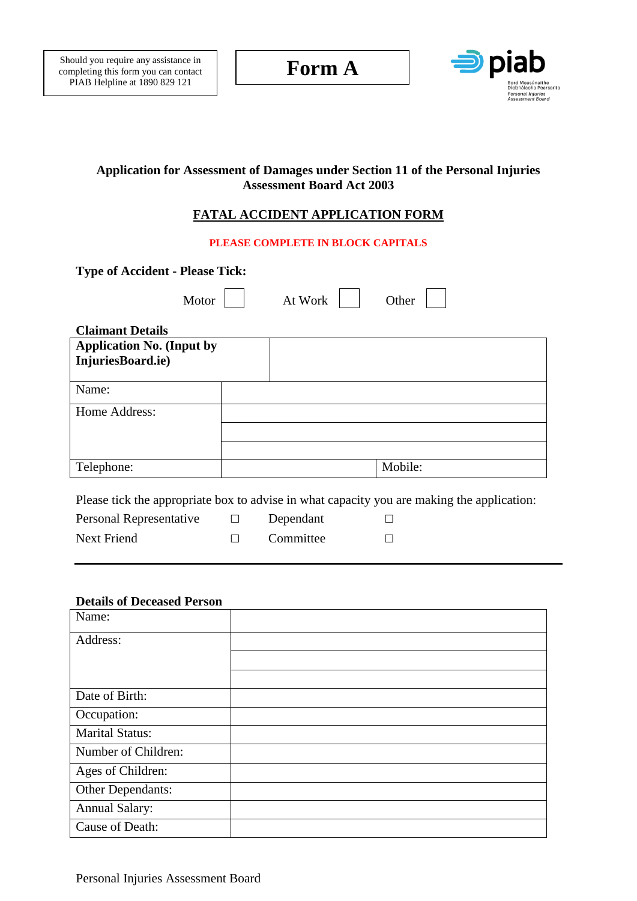Should you require any assistance in completing this form you can contact PIAB Helpline at 1890 829 121

# Form A

piab
Bord Measúnaithe Díobhálacha Pearsanta
Personal Injuries Assessment Board

**Application for Assessment of Damages under Section 11 of the Personal Injuries Assessment Board Act 2003**

## FATAL ACCIDENT APPLICATION FORM

**PLEASE COMPLETE IN BLOCK CAPITALS**

**Type of Accident - Please Tick:**

Motor ☐ At Work ☐ Other ☐

**Claimant Details**

| **Application No. (Input by InjuriesBoard.ie)** | | |
|---|---|---|
| Name: | | |
| Home Address: | | |
| | | |
| | | |
| Telephone: | | Mobile: |

Please tick the appropriate box to advise in what capacity you are making the application:

| | | | |
|---|---|---|---|
| Personal Representative | ☐ | Dependant | ☐ |
| Next Friend | ☐ | Committee | ☐ |

---

**Details of Deceased Person**

| | |
|---|---|
| Name: | |
| Address: | |
| | |
| | |
| Date of Birth: | |
| Occupation: | |
| Marital Status: | |
| Number of Children: | |
| Ages of Children: | |
| Other Dependants: | |
| Annual Salary: | |
| Cause of Death: | |

Personal Injuries Assessment Board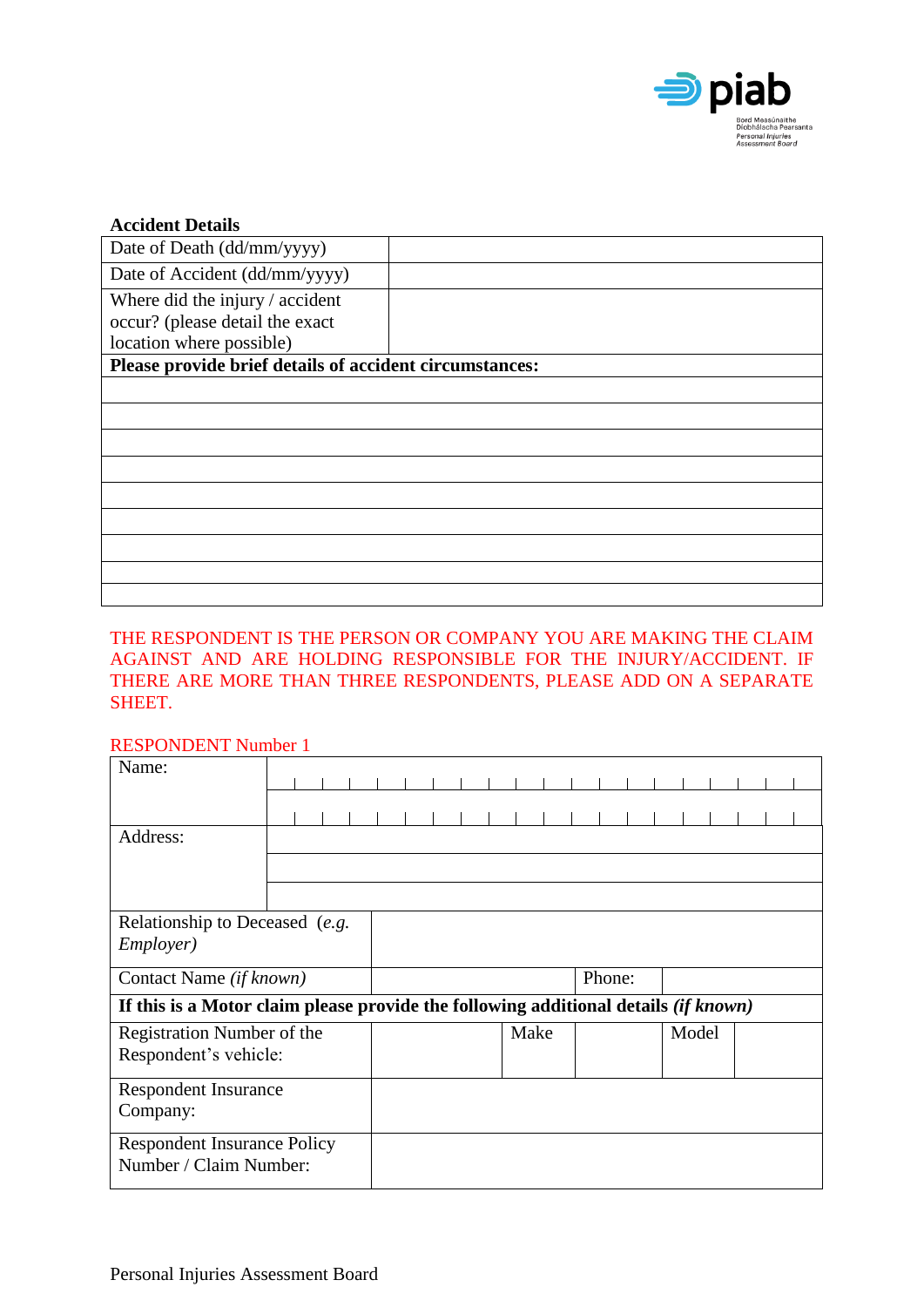**Accident Details**

| Date of Death (dd/mm/yyyy) | |
|---|---|
| Date of Accident (dd/mm/yyyy) | |
| Where did the injury / accident occur? (please detail the exact location where possible) | |

**Please provide brief details of accident circumstances:**

| |
|---|
| |
| |
| |
| |
| |
| |
| |
| |

THE RESPONDENT IS THE PERSON OR COMPANY YOU ARE MAKING THE CLAIM AGAINST AND ARE HOLDING RESPONSIBLE FOR THE INJURY/ACCIDENT. IF THERE ARE MORE THAN THREE RESPONDENTS, PLEASE ADD ON A SEPARATE SHEET.

RESPONDENT Number 1

| Name: | | | | |
|---|---|---|---|---|
| | | | | |
| Address: | | | | |
| | | | | |
| | | | | |
| Relationship to Deceased (*e.g. Employer*) | | | | |
| Contact Name *(if known)* | | Phone: | | |
| **If this is a Motor claim please provide the following additional details *(if known)*** | | | | |
| Registration Number of the Respondent's vehicle: | | Make | | Model |
| Respondent Insurance Company: | | | | |
| Respondent Insurance Policy Number / Claim Number: | | | | |

Personal Injuries Assessment Board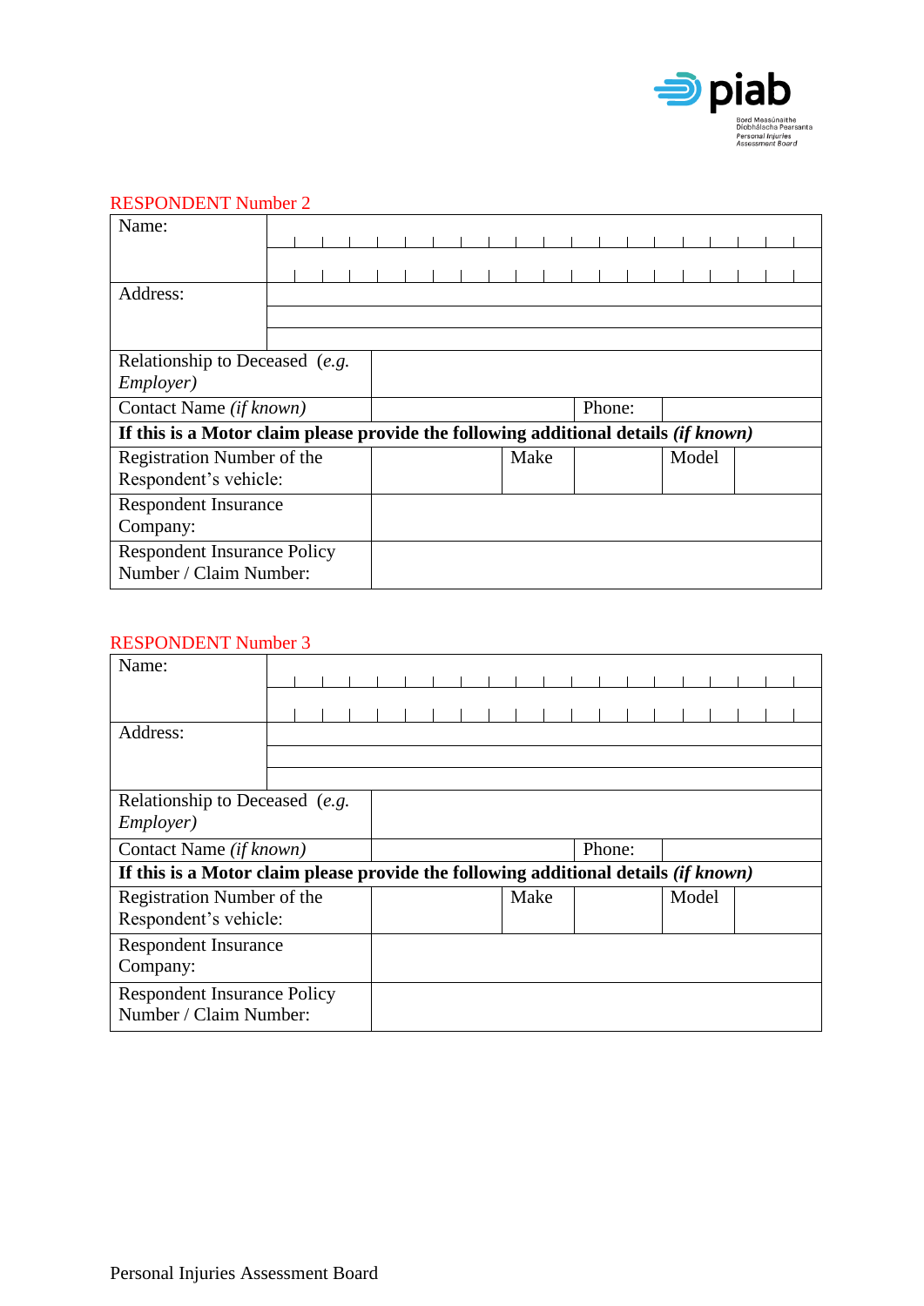## RESPONDENT Number 2

| | | | | | |
|---|---|---|---|---|---|
| Name: | | | | | |
| Address: | | | | | |
| Relationship to Deceased (*e.g. Employer)* | | | | | |
| Contact Name *(if known)* | | Phone: | | | |
| **If this is a Motor claim please provide the following additional details *(if known)*** | | | | | |
| Registration Number of the Respondent's vehicle: | | Make | | Model | |
| Respondent Insurance Company: | | | | | |
| Respondent Insurance Policy Number / Claim Number: | | | | | |

## RESPONDENT Number 3

| | | | | | |
|---|---|---|---|---|---|
| Name: | | | | | |
| Address: | | | | | |
| Relationship to Deceased (*e.g. Employer)* | | | | | |
| Contact Name *(if known)* | | Phone: | | | |
| **If this is a Motor claim please provide the following additional details *(if known)*** | | | | | |
| Registration Number of the Respondent's vehicle: | | Make | | Model | |
| Respondent Insurance Company: | | | | | |
| Respondent Insurance Policy Number / Claim Number: | | | | | |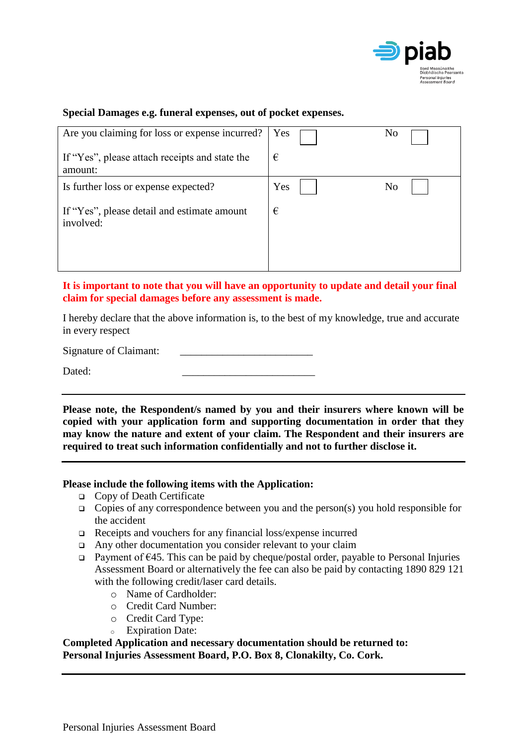**Special Damages e.g. funeral expenses, out of pocket expenses.**

| | | |
|---|---|---|
| Are you claiming for loss or expense incurred? | Yes ☐ | No ☐ |
| If "Yes", please attach receipts and state the amount: | € | |
| Is further loss or expense expected? | Yes ☐ | No ☐ |
| If "Yes", please detail and estimate amount involved: | € | |

**It is important to note that you will have an opportunity to update and detail your final claim for special damages before any assessment is made.**

I hereby declare that the above information is, to the best of my knowledge, true and accurate in every respect

Signature of Claimant: \_\_\_\_\_\_\_\_\_\_\_\_\_\_\_\_\_\_\_\_\_\_\_\_

Dated: \_\_\_\_\_\_\_\_\_\_\_\_\_\_\_\_\_\_\_\_\_\_\_\_

---

**Please note, the Respondent/s named by you and their insurers where known will be copied with your application form and supporting documentation in order that they may know the nature and extent of your claim. The Respondent and their insurers are required to treat such information confidentially and not to further disclose it.**

---

**Please include the following items with the Application:**

- Copy of Death Certificate
- Copies of any correspondence between you and the person(s) you hold responsible for the accident
- Receipts and vouchers for any financial loss/expense incurred
- Any other documentation you consider relevant to your claim
- Payment of €45. This can be paid by cheque/postal order, payable to Personal Injuries Assessment Board or alternatively the fee can also be paid by contacting 1890 829 121 with the following credit/laser card details.
  - Name of Cardholder:
  - Credit Card Number:
  - Credit Card Type:
  - Expiration Date:

**Completed Application and necessary documentation should be returned to:**
**Personal Injuries Assessment Board, P.O. Box 8, Clonakilty, Co. Cork.**